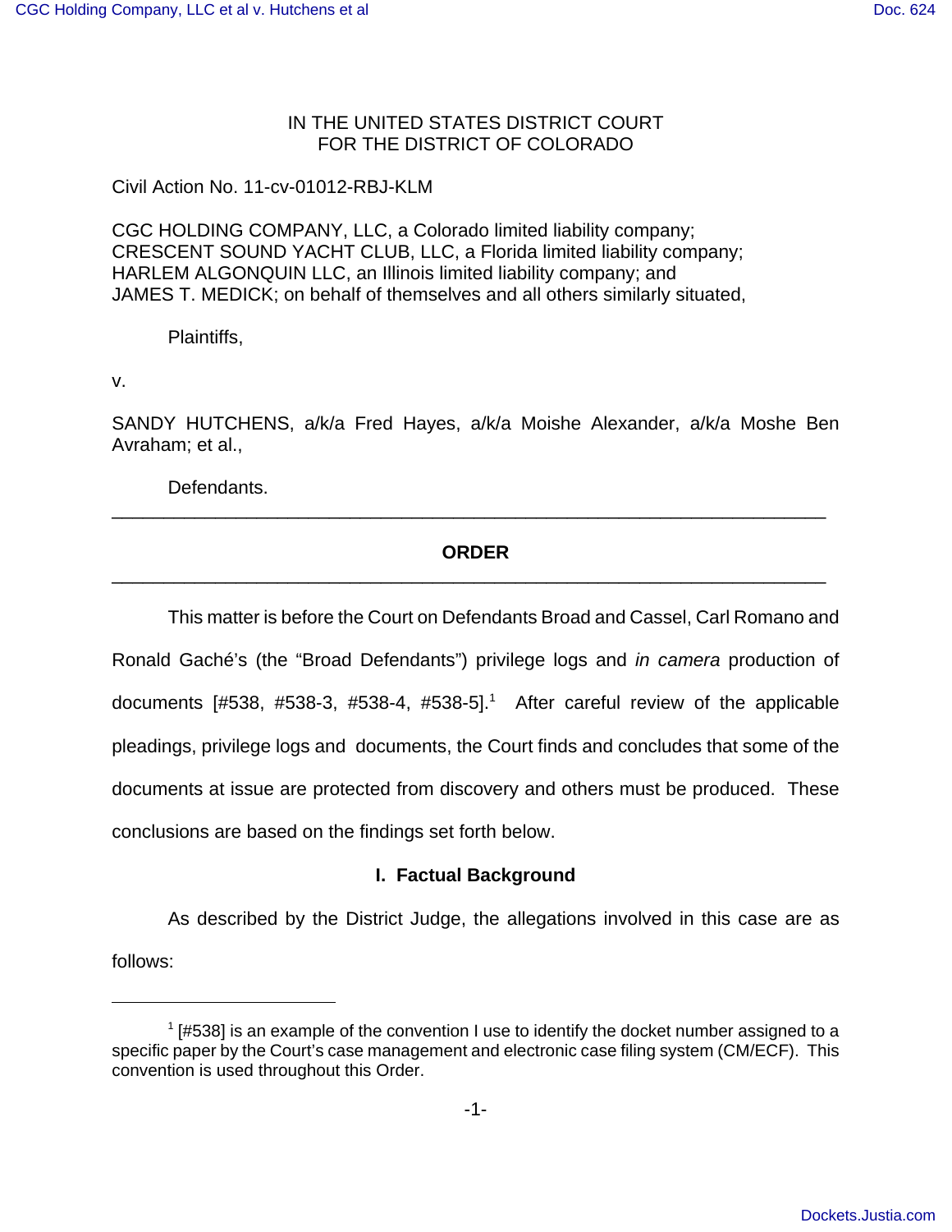IN THE UNITED STATES DISTRICT COURT
FOR THE DISTRICT OF COLORADO

Civil Action No. 11-cv-01012-RBJ-KLM

CGC HOLDING COMPANY, LLC, a Colorado limited liability company;
CRESCENT SOUND YACHT CLUB, LLC, a Florida limited liability company;
HARLEM ALGONQUIN LLC, an Illinois limited liability company; and
JAMES T. MEDICK; on behalf of themselves and all others similarly situated,

Plaintiffs,

v.

SANDY HUTCHENS, a/k/a Fred Hayes, a/k/a Moishe Alexander, a/k/a Moshe Ben Avraham; et al.,

Defendants.

---

**ORDER**

---

This matter is before the Court on Defendants Broad and Cassel, Carl Romano and Ronald Gaché's (the "Broad Defendants") privilege logs and *in camera* production of documents [#538, #538-3, #538-4, #538-5].[1] After careful review of the applicable pleadings, privilege logs and documents, the Court finds and concludes that some of the documents at issue are protected from discovery and others must be produced. These conclusions are based on the findings set forth below.

**I. Factual Background**

As described by the District Judge, the allegations involved in this case are as follows:

[1] [#538] is an example of the convention I use to identify the docket number assigned to a specific paper by the Court's case management and electronic case filing system (CM/ECF). This convention is used throughout this Order.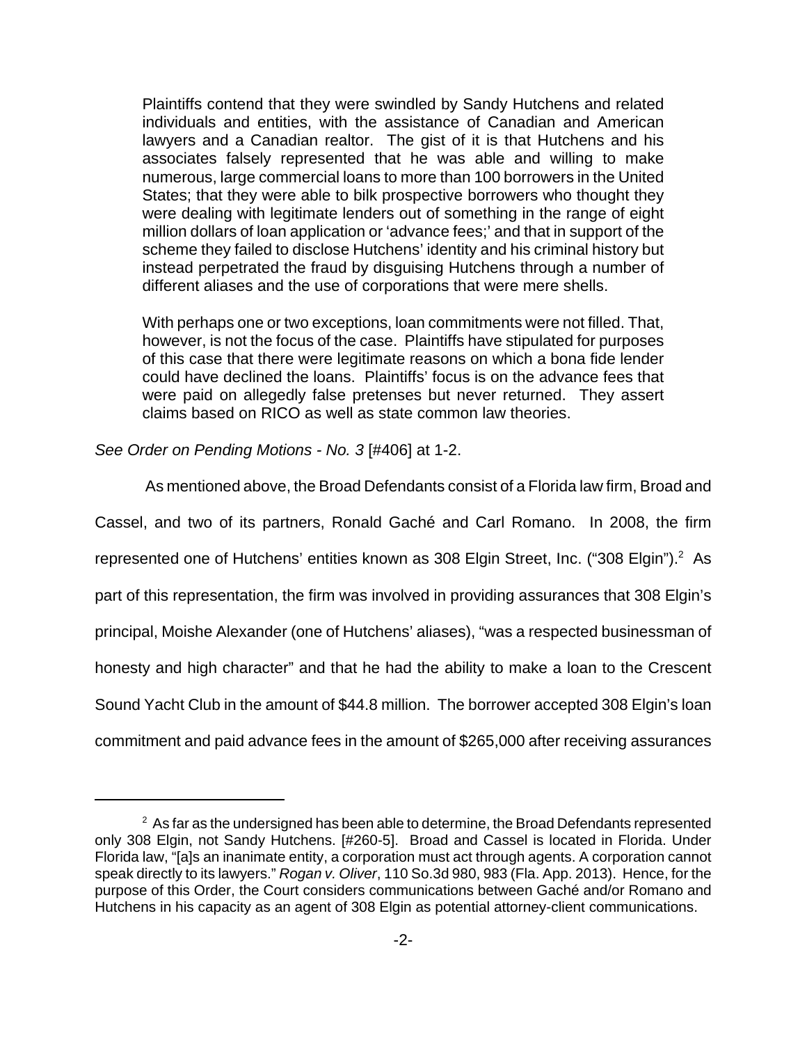> Plaintiffs contend that they were swindled by Sandy Hutchens and related individuals and entities, with the assistance of Canadian and American lawyers and a Canadian realtor. The gist of it is that Hutchens and his associates falsely represented that he was able and willing to make numerous, large commercial loans to more than 100 borrowers in the United States; that they were able to bilk prospective borrowers who thought they were dealing with legitimate lenders out of something in the range of eight million dollars of loan application or 'advance fees;' and that in support of the scheme they failed to disclose Hutchens' identity and his criminal history but instead perpetrated the fraud by disguising Hutchens through a number of different aliases and the use of corporations that were mere shells.
>
> With perhaps one or two exceptions, loan commitments were not filled. That, however, is not the focus of the case. Plaintiffs have stipulated for purposes of this case that there were legitimate reasons on which a bona fide lender could have declined the loans. Plaintiffs' focus is on the advance fees that were paid on allegedly false pretenses but never returned. They assert claims based on RICO as well as state common law theories.

*See Order on Pending Motions - No. 3* [#406] at 1-2.

As mentioned above, the Broad Defendants consist of a Florida law firm, Broad and Cassel, and two of its partners, Ronald Gaché and Carl Romano. In 2008, the firm represented one of Hutchens' entities known as 308 Elgin Street, Inc. ("308 Elgin").[2] As part of this representation, the firm was involved in providing assurances that 308 Elgin's principal, Moishe Alexander (one of Hutchens' aliases), "was a respected businessman of honesty and high character" and that he had the ability to make a loan to the Crescent Sound Yacht Club in the amount of $44.8 million. The borrower accepted 308 Elgin's loan commitment and paid advance fees in the amount of $265,000 after receiving assurances

[2] As far as the undersigned has been able to determine, the Broad Defendants represented only 308 Elgin, not Sandy Hutchens. [#260-5]. Broad and Cassel is located in Florida. Under Florida law, "[a]s an inanimate entity, a corporation must act through agents. A corporation cannot speak directly to its lawyers." *Rogan v. Oliver*, 110 So.3d 980, 983 (Fla. App. 2013). Hence, for the purpose of this Order, the Court considers communications between Gaché and/or Romano and Hutchens in his capacity as an agent of 308 Elgin as potential attorney-client communications.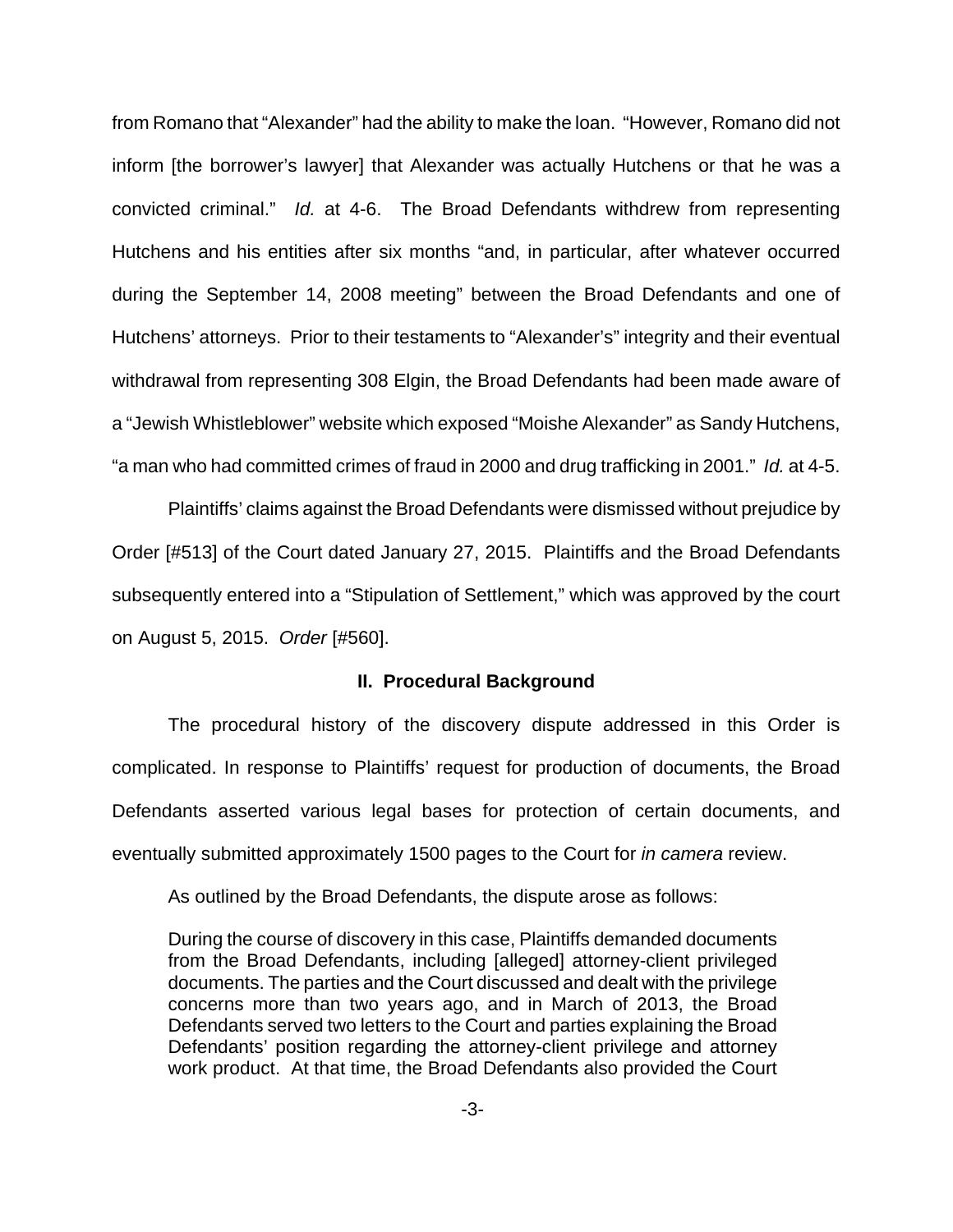from Romano that "Alexander" had the ability to make the loan. "However, Romano did not inform [the borrower's lawyer] that Alexander was actually Hutchens or that he was a convicted criminal." *Id.* at 4-6. The Broad Defendants withdrew from representing Hutchens and his entities after six months "and, in particular, after whatever occurred during the September 14, 2008 meeting" between the Broad Defendants and one of Hutchens' attorneys. Prior to their testaments to "Alexander's" integrity and their eventual withdrawal from representing 308 Elgin, the Broad Defendants had been made aware of a "Jewish Whistleblower" website which exposed "Moishe Alexander" as Sandy Hutchens, "a man who had committed crimes of fraud in 2000 and drug trafficking in 2001." *Id.* at 4-5.

Plaintiffs' claims against the Broad Defendants were dismissed without prejudice by Order [#513] of the Court dated January 27, 2015. Plaintiffs and the Broad Defendants subsequently entered into a "Stipulation of Settlement," which was approved by the court on August 5, 2015. *Order* [#560].

## II. Procedural Background

The procedural history of the discovery dispute addressed in this Order is complicated. In response to Plaintiffs' request for production of documents, the Broad Defendants asserted various legal bases for protection of certain documents, and eventually submitted approximately 1500 pages to the Court for *in camera* review.

As outlined by the Broad Defendants, the dispute arose as follows:

> During the course of discovery in this case, Plaintiffs demanded documents from the Broad Defendants, including [alleged] attorney-client privileged documents. The parties and the Court discussed and dealt with the privilege concerns more than two years ago, and in March of 2013, the Broad Defendants served two letters to the Court and parties explaining the Broad Defendants' position regarding the attorney-client privilege and attorney work product. At that time, the Broad Defendants also provided the Court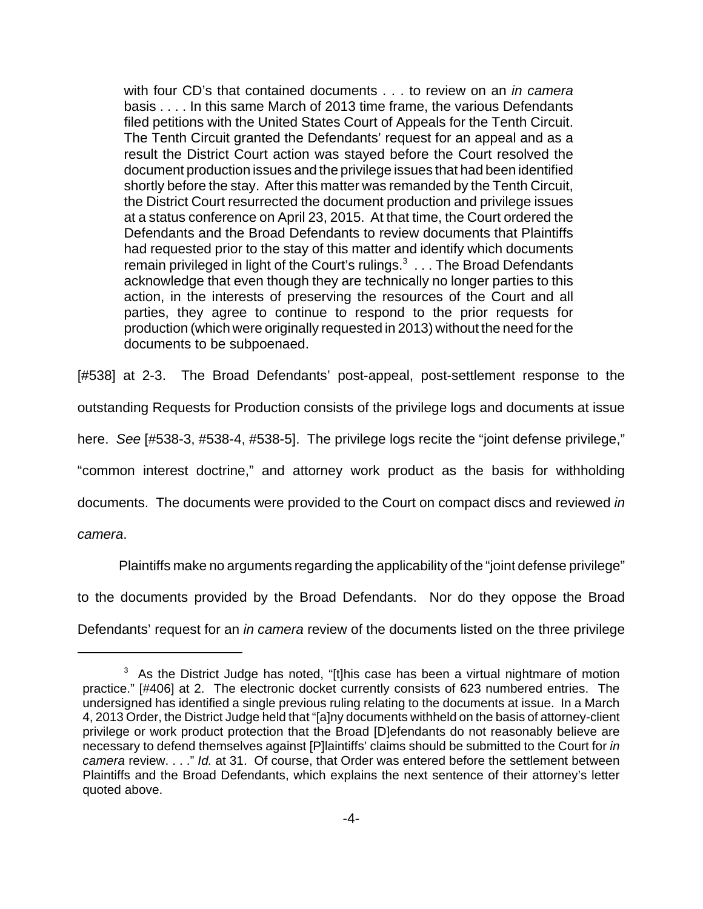> with four CD's that contained documents . . . to review on an *in camera* basis . . . . In this same March of 2013 time frame, the various Defendants filed petitions with the United States Court of Appeals for the Tenth Circuit. The Tenth Circuit granted the Defendants' request for an appeal and as a result the District Court action was stayed before the Court resolved the document production issues and the privilege issues that had been identified shortly before the stay. After this matter was remanded by the Tenth Circuit, the District Court resurrected the document production and privilege issues at a status conference on April 23, 2015. At that time, the Court ordered the Defendants and the Broad Defendants to review documents that Plaintiffs had requested prior to the stay of this matter and identify which documents remain privileged in light of the Court's rulings.[3] . . . The Broad Defendants acknowledge that even though they are technically no longer parties to this action, in the interests of preserving the resources of the Court and all parties, they agree to continue to respond to the prior requests for production (which were originally requested in 2013) without the need for the documents to be subpoenaed.

[#538] at 2-3. The Broad Defendants' post-appeal, post-settlement response to the outstanding Requests for Production consists of the privilege logs and documents at issue here. *See* [#538-3, #538-4, #538-5]. The privilege logs recite the "joint defense privilege," "common interest doctrine," and attorney work product as the basis for withholding documents. The documents were provided to the Court on compact discs and reviewed *in camera*.

Plaintiffs make no arguments regarding the applicability of the "joint defense privilege" to the documents provided by the Broad Defendants. Nor do they oppose the Broad Defendants' request for an *in camera* review of the documents listed on the three privilege

---

[3] As the District Judge has noted, "[t]his case has been a virtual nightmare of motion practice." [#406] at 2. The electronic docket currently consists of 623 numbered entries. The undersigned has identified a single previous ruling relating to the documents at issue. In a March 4, 2013 Order, the District Judge held that "[a]ny documents withheld on the basis of attorney-client privilege or work product protection that the Broad [D]efendants do not reasonably believe are necessary to defend themselves against [P]laintiffs' claims should be submitted to the Court for *in camera* review. . . ." *Id.* at 31. Of course, that Order was entered before the settlement between Plaintiffs and the Broad Defendants, which explains the next sentence of their attorney's letter quoted above.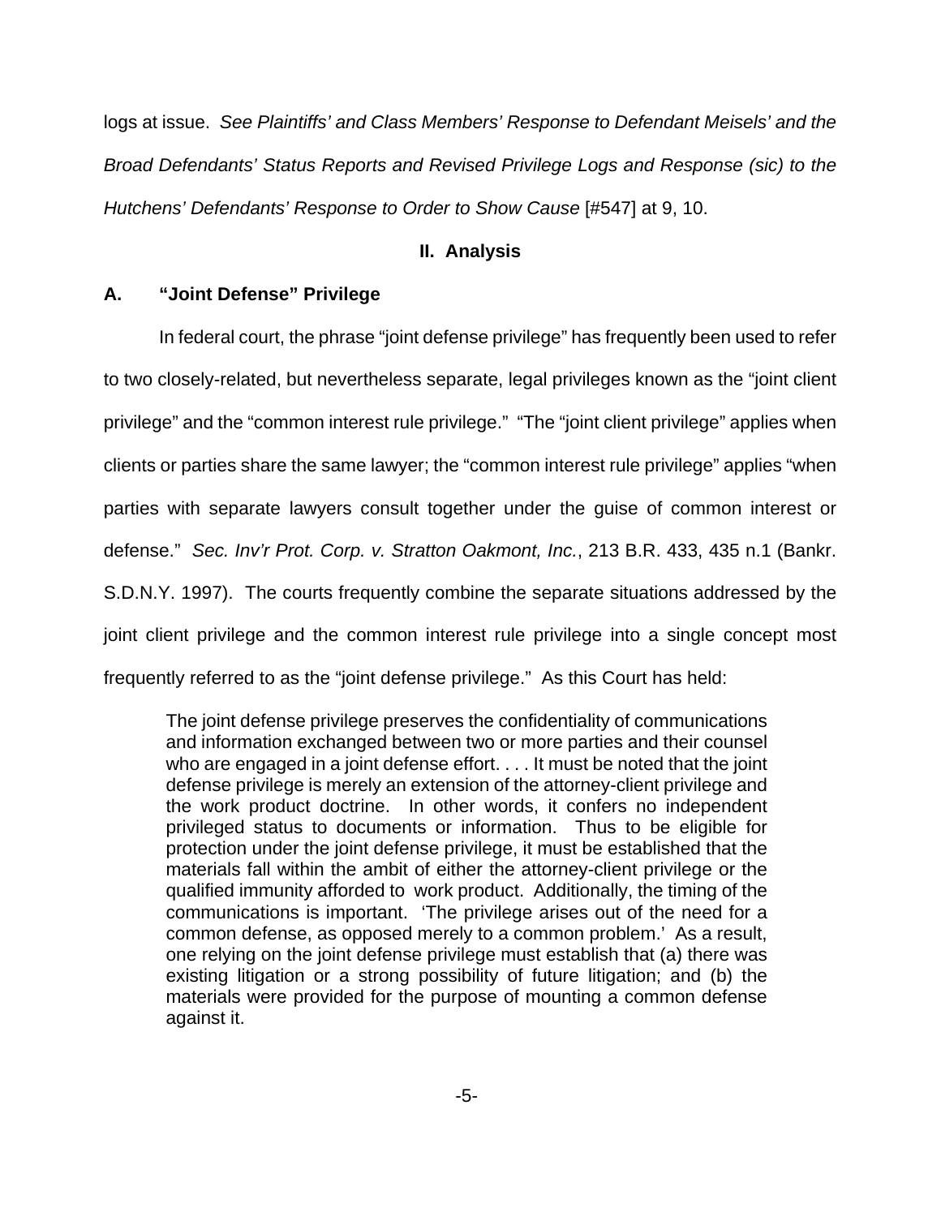logs at issue. *See Plaintiffs' and Class Members' Response to Defendant Meisels' and the Broad Defendants' Status Reports and Revised Privilege Logs and Response (sic) to the Hutchens' Defendants' Response to Order to Show Cause* [#547] at 9, 10.

## II. Analysis

### A. "Joint Defense" Privilege

In federal court, the phrase "joint defense privilege" has frequently been used to refer to two closely-related, but nevertheless separate, legal privileges known as the "joint client privilege" and the "common interest rule privilege." "The "joint client privilege" applies when clients or parties share the same lawyer; the "common interest rule privilege" applies "when parties with separate lawyers consult together under the guise of common interest or defense." *Sec. Inv'r Prot. Corp. v. Stratton Oakmont, Inc.*, 213 B.R. 433, 435 n.1 (Bankr. S.D.N.Y. 1997). The courts frequently combine the separate situations addressed by the joint client privilege and the common interest rule privilege into a single concept most frequently referred to as the "joint defense privilege." As this Court has held:

> The joint defense privilege preserves the confidentiality of communications and information exchanged between two or more parties and their counsel who are engaged in a joint defense effort. . . . It must be noted that the joint defense privilege is merely an extension of the attorney-client privilege and the work product doctrine. In other words, it confers no independent privileged status to documents or information. Thus to be eligible for protection under the joint defense privilege, it must be established that the materials fall within the ambit of either the attorney-client privilege or the qualified immunity afforded to work product. Additionally, the timing of the communications is important. 'The privilege arises out of the need for a common defense, as opposed merely to a common problem.' As a result, one relying on the joint defense privilege must establish that (a) there was existing litigation or a strong possibility of future litigation; and (b) the materials were provided for the purpose of mounting a common defense against it.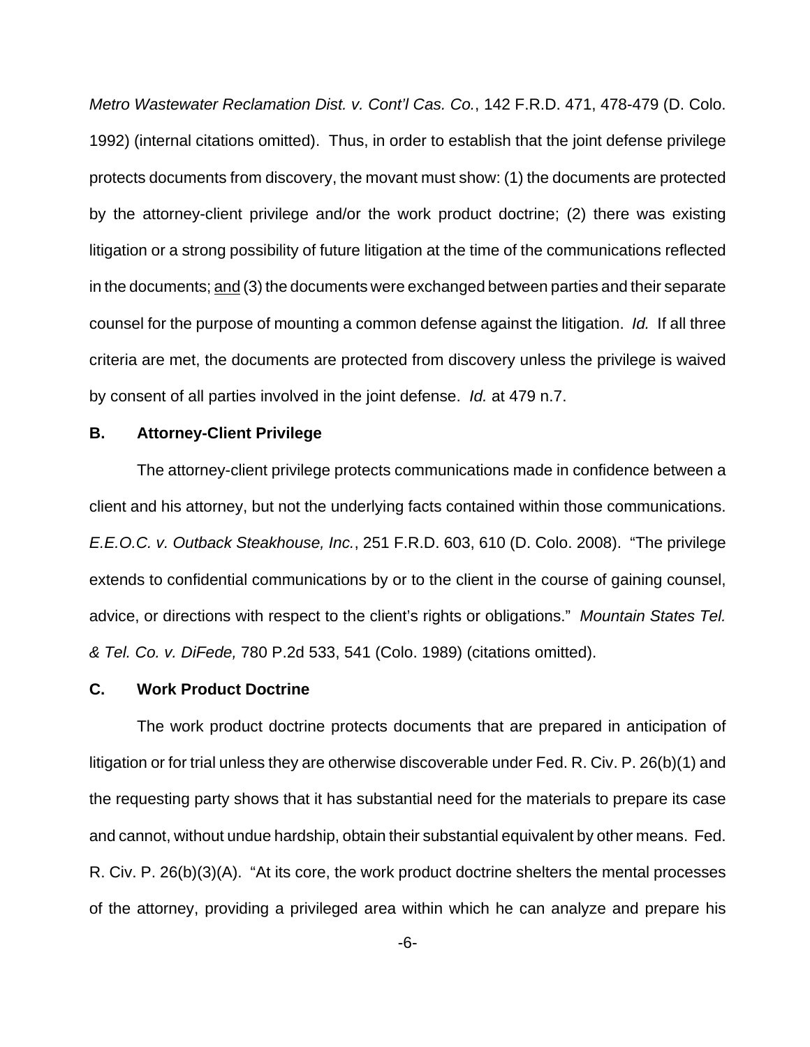*Metro Wastewater Reclamation Dist. v. Cont'l Cas. Co.*, 142 F.R.D. 471, 478-479 (D. Colo. 1992) (internal citations omitted). Thus, in order to establish that the joint defense privilege protects documents from discovery, the movant must show: (1) the documents are protected by the attorney-client privilege and/or the work product doctrine; (2) there was existing litigation or a strong possibility of future litigation at the time of the communications reflected in the documents; <u>and</u> (3) the documents were exchanged between parties and their separate counsel for the purpose of mounting a common defense against the litigation. *Id.* If all three criteria are met, the documents are protected from discovery unless the privilege is waived by consent of all parties involved in the joint defense. *Id.* at 479 n.7.

### B. Attorney-Client Privilege

The attorney-client privilege protects communications made in confidence between a client and his attorney, but not the underlying facts contained within those communications. *E.E.O.C. v. Outback Steakhouse, Inc.*, 251 F.R.D. 603, 610 (D. Colo. 2008). "The privilege extends to confidential communications by or to the client in the course of gaining counsel, advice, or directions with respect to the client's rights or obligations." *Mountain States Tel. & Tel. Co. v. DiFede,* 780 P.2d 533, 541 (Colo. 1989) (citations omitted).

### C. Work Product Doctrine

The work product doctrine protects documents that are prepared in anticipation of litigation or for trial unless they are otherwise discoverable under Fed. R. Civ. P. 26(b)(1) and the requesting party shows that it has substantial need for the materials to prepare its case and cannot, without undue hardship, obtain their substantial equivalent by other means. Fed. R. Civ. P. 26(b)(3)(A). "At its core, the work product doctrine shelters the mental processes of the attorney, providing a privileged area within which he can analyze and prepare his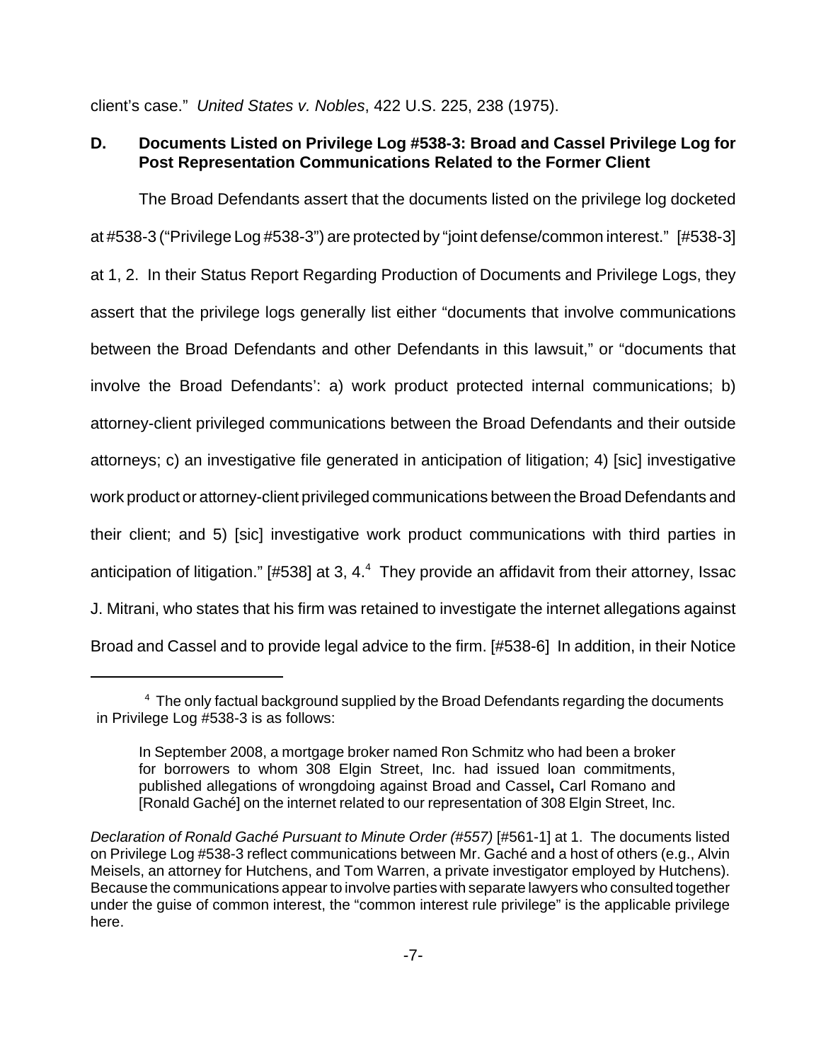client's case." *United States v. Nobles*, 422 U.S. 225, 238 (1975).

### D. Documents Listed on Privilege Log #538-3: Broad and Cassel Privilege Log for Post Representation Communications Related to the Former Client

The Broad Defendants assert that the documents listed on the privilege log docketed at #538-3 ("Privilege Log #538-3") are protected by "joint defense/common interest." [#538-3] at 1, 2. In their Status Report Regarding Production of Documents and Privilege Logs, they assert that the privilege logs generally list either "documents that involve communications between the Broad Defendants and other Defendants in this lawsuit," or "documents that involve the Broad Defendants': a) work product protected internal communications; b) attorney-client privileged communications between the Broad Defendants and their outside attorneys; c) an investigative file generated in anticipation of litigation; 4) [sic] investigative work product or attorney-client privileged communications between the Broad Defendants and their client; and 5) [sic] investigative work product communications with third parties in anticipation of litigation." [#538] at 3, 4.[4] They provide an affidavit from their attorney, Issac J. Mitrani, who states that his firm was retained to investigate the internet allegations against Broad and Cassel and to provide legal advice to the firm. [#538-6] In addition, in their Notice

---

[4] The only factual background supplied by the Broad Defendants regarding the documents in Privilege Log #538-3 is as follows:

> In September 2008, a mortgage broker named Ron Schmitz who had been a broker for borrowers to whom 308 Elgin Street, Inc. had issued loan commitments, published allegations of wrongdoing against Broad and Cassel, Carl Romano and [Ronald Gaché] on the internet related to our representation of 308 Elgin Street, Inc.

*Declaration of Ronald Gaché Pursuant to Minute Order (#557)* [#561-1] at 1. The documents listed on Privilege Log #538-3 reflect communications between Mr. Gaché and a host of others (e.g., Alvin Meisels, an attorney for Hutchens, and Tom Warren, a private investigator employed by Hutchens). Because the communications appear to involve parties with separate lawyers who consulted together under the guise of common interest, the "common interest rule privilege" is the applicable privilege here.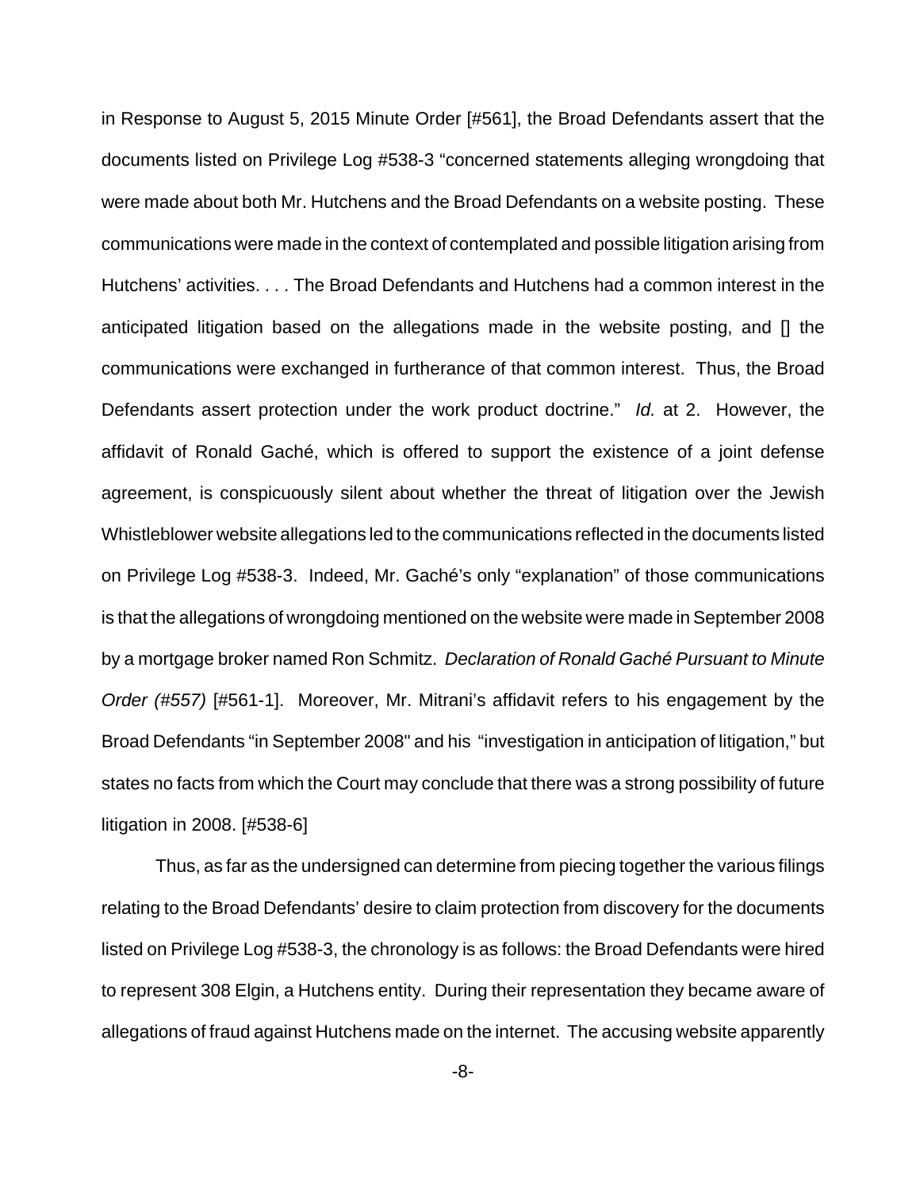in Response to August 5, 2015 Minute Order [#561], the Broad Defendants assert that the documents listed on Privilege Log #538-3 "concerned statements alleging wrongdoing that were made about both Mr. Hutchens and the Broad Defendants on a website posting. These communications were made in the context of contemplated and possible litigation arising from Hutchens' activities. . . . The Broad Defendants and Hutchens had a common interest in the anticipated litigation based on the allegations made in the website posting, and [] the communications were exchanged in furtherance of that common interest. Thus, the Broad Defendants assert protection under the work product doctrine." *Id.* at 2. However, the affidavit of Ronald Gaché, which is offered to support the existence of a joint defense agreement, is conspicuously silent about whether the threat of litigation over the Jewish Whistleblower website allegations led to the communications reflected in the documents listed on Privilege Log #538-3. Indeed, Mr. Gaché's only "explanation" of those communications is that the allegations of wrongdoing mentioned on the website were made in September 2008 by a mortgage broker named Ron Schmitz. *Declaration of Ronald Gaché Pursuant to Minute Order (#557)* [#561-1]. Moreover, Mr. Mitrani's affidavit refers to his engagement by the Broad Defendants "in September 2008" and his "investigation in anticipation of litigation," but states no facts from which the Court may conclude that there was a strong possibility of future litigation in 2008. [#538-6]

Thus, as far as the undersigned can determine from piecing together the various filings relating to the Broad Defendants' desire to claim protection from discovery for the documents listed on Privilege Log #538-3, the chronology is as follows: the Broad Defendants were hired to represent 308 Elgin, a Hutchens entity. During their representation they became aware of allegations of fraud against Hutchens made on the internet. The accusing website apparently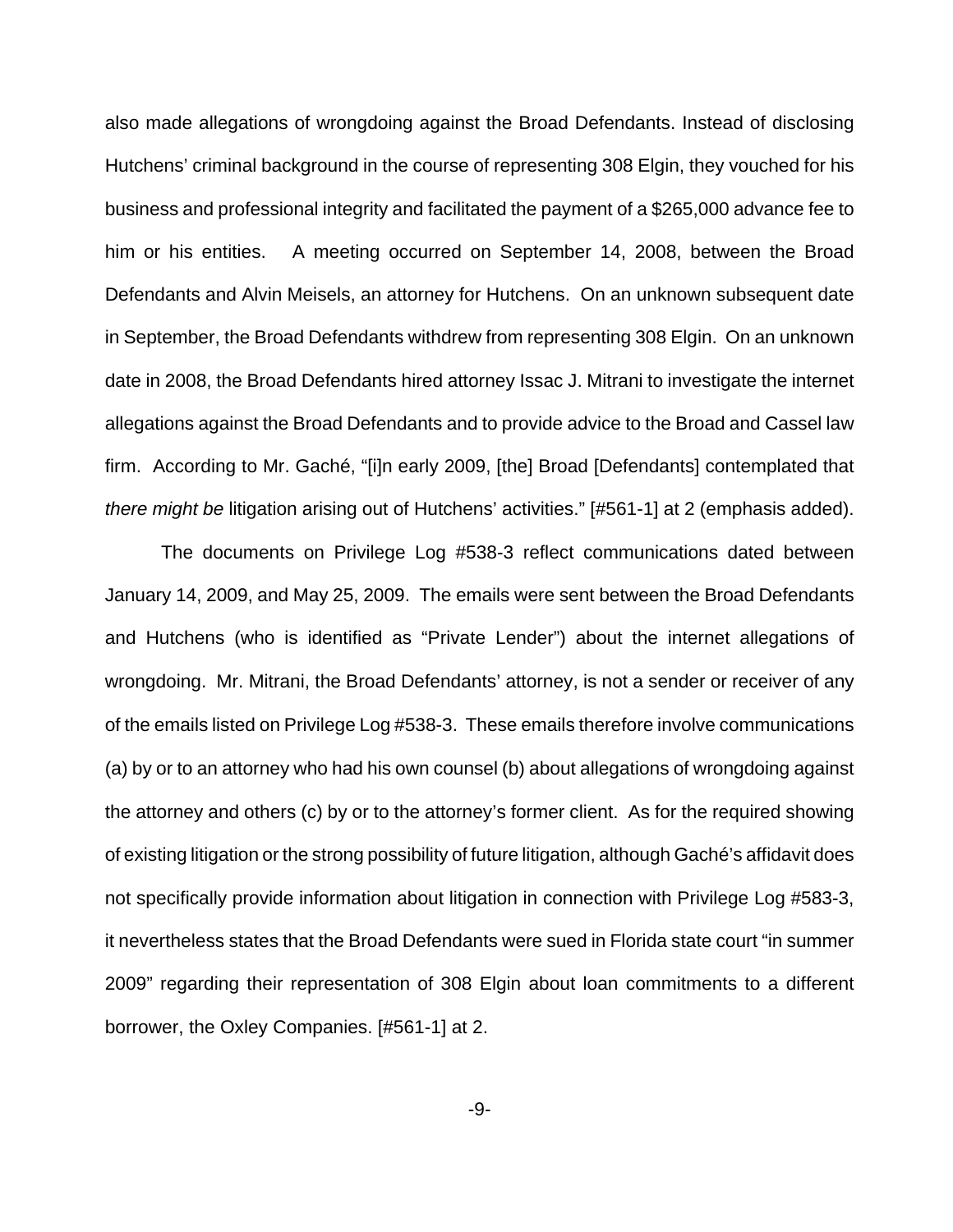also made allegations of wrongdoing against the Broad Defendants. Instead of disclosing Hutchens' criminal background in the course of representing 308 Elgin, they vouched for his business and professional integrity and facilitated the payment of a $265,000 advance fee to him or his entities. A meeting occurred on September 14, 2008, between the Broad Defendants and Alvin Meisels, an attorney for Hutchens. On an unknown subsequent date in September, the Broad Defendants withdrew from representing 308 Elgin. On an unknown date in 2008, the Broad Defendants hired attorney Issac J. Mitrani to investigate the internet allegations against the Broad Defendants and to provide advice to the Broad and Cassel law firm. According to Mr. Gaché, "[i]n early 2009, [the] Broad [Defendants] contemplated that *there might be* litigation arising out of Hutchens' activities." [#561-1] at 2 (emphasis added).

The documents on Privilege Log #538-3 reflect communications dated between January 14, 2009, and May 25, 2009. The emails were sent between the Broad Defendants and Hutchens (who is identified as "Private Lender") about the internet allegations of wrongdoing. Mr. Mitrani, the Broad Defendants' attorney, is not a sender or receiver of any of the emails listed on Privilege Log #538-3. These emails therefore involve communications (a) by or to an attorney who had his own counsel (b) about allegations of wrongdoing against the attorney and others (c) by or to the attorney's former client. As for the required showing of existing litigation or the strong possibility of future litigation, although Gaché's affidavit does not specifically provide information about litigation in connection with Privilege Log #583-3, it nevertheless states that the Broad Defendants were sued in Florida state court "in summer 2009" regarding their representation of 308 Elgin about loan commitments to a different borrower, the Oxley Companies. [#561-1] at 2.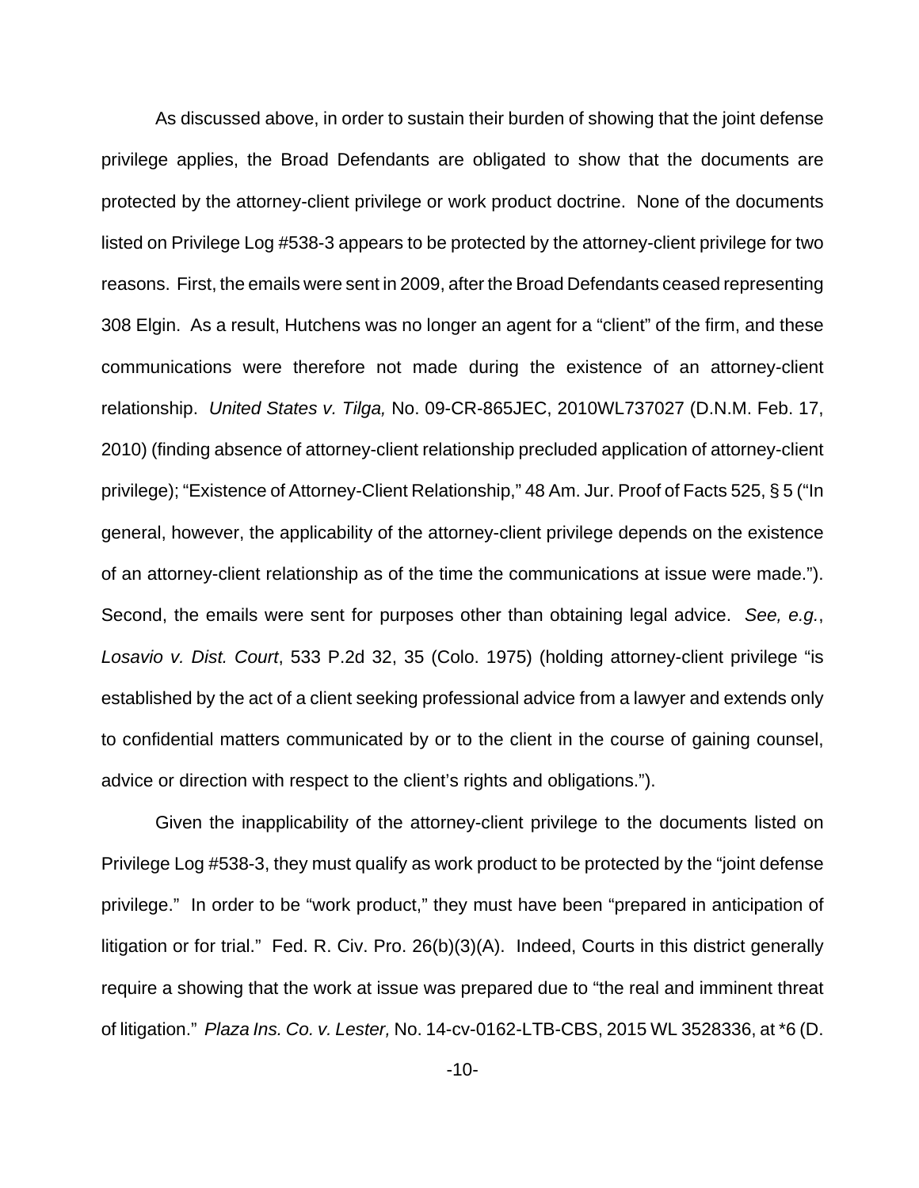As discussed above, in order to sustain their burden of showing that the joint defense privilege applies, the Broad Defendants are obligated to show that the documents are protected by the attorney-client privilege or work product doctrine. None of the documents listed on Privilege Log #538-3 appears to be protected by the attorney-client privilege for two reasons. First, the emails were sent in 2009, after the Broad Defendants ceased representing 308 Elgin. As a result, Hutchens was no longer an agent for a "client" of the firm, and these communications were therefore not made during the existence of an attorney-client relationship. *United States v. Tilga,* No. 09-CR-865JEC, 2010WL737027 (D.N.M. Feb. 17, 2010) (finding absence of attorney-client relationship precluded application of attorney-client privilege); "Existence of Attorney-Client Relationship," 48 Am. Jur. Proof of Facts 525, § 5 ("In general, however, the applicability of the attorney-client privilege depends on the existence of an attorney-client relationship as of the time the communications at issue were made."). Second, the emails were sent for purposes other than obtaining legal advice. *See, e.g.*, *Losavio v. Dist. Court*, 533 P.2d 32, 35 (Colo. 1975) (holding attorney-client privilege "is established by the act of a client seeking professional advice from a lawyer and extends only to confidential matters communicated by or to the client in the course of gaining counsel, advice or direction with respect to the client's rights and obligations.").

Given the inapplicability of the attorney-client privilege to the documents listed on Privilege Log #538-3, they must qualify as work product to be protected by the "joint defense privilege." In order to be "work product," they must have been "prepared in anticipation of litigation or for trial." Fed. R. Civ. Pro. 26(b)(3)(A). Indeed, Courts in this district generally require a showing that the work at issue was prepared due to "the real and imminent threat of litigation." *Plaza Ins. Co. v. Lester,* No. 14-cv-0162-LTB-CBS, 2015 WL 3528336, at *6 (D.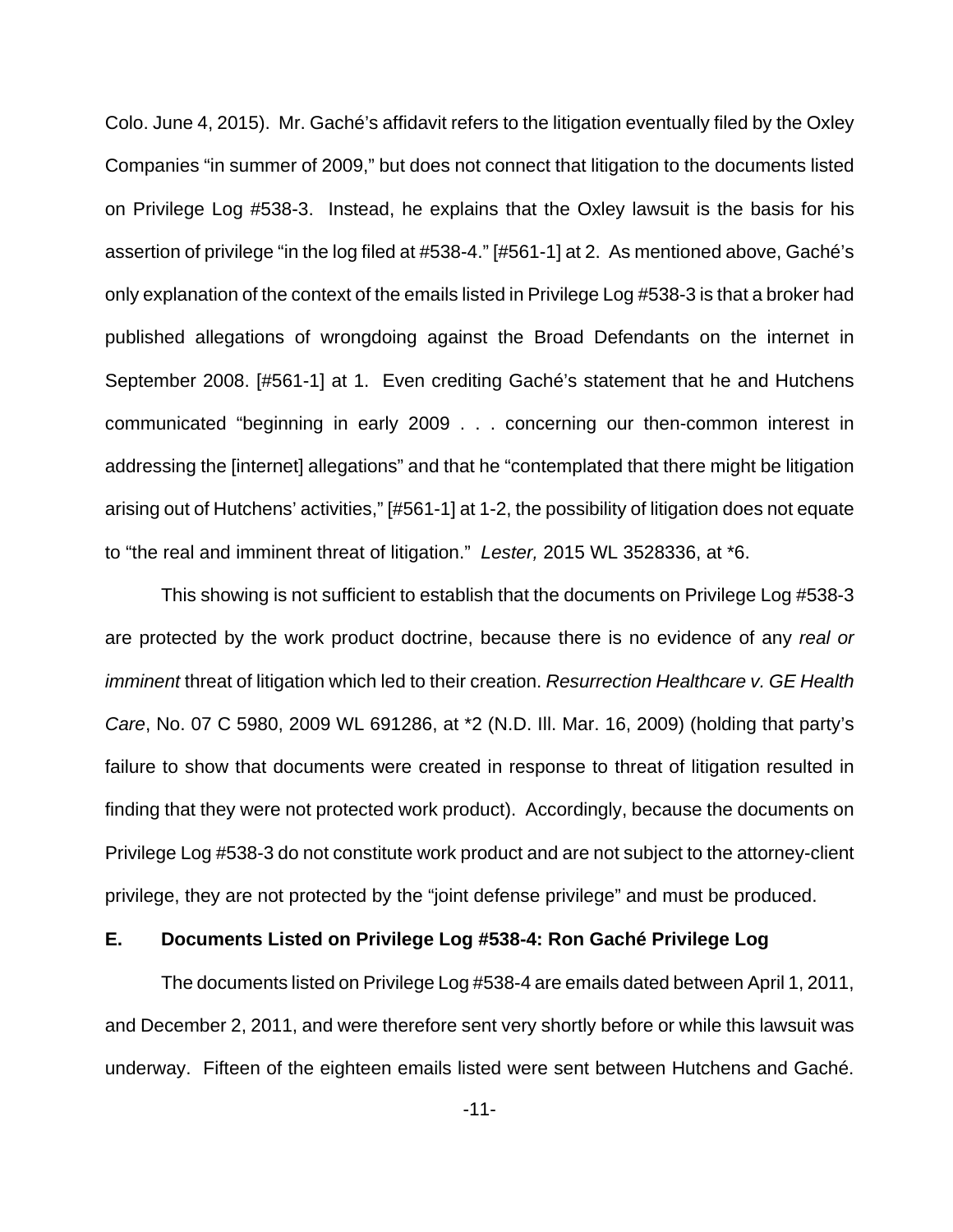Colo. June 4, 2015). Mr. Gaché's affidavit refers to the litigation eventually filed by the Oxley Companies "in summer of 2009," but does not connect that litigation to the documents listed on Privilege Log #538-3. Instead, he explains that the Oxley lawsuit is the basis for his assertion of privilege "in the log filed at #538-4." [#561-1] at 2. As mentioned above, Gaché's only explanation of the context of the emails listed in Privilege Log #538-3 is that a broker had published allegations of wrongdoing against the Broad Defendants on the internet in September 2008. [#561-1] at 1. Even crediting Gaché's statement that he and Hutchens communicated "beginning in early 2009 . . . concerning our then-common interest in addressing the [internet] allegations" and that he "contemplated that there might be litigation arising out of Hutchens' activities," [#561-1] at 1-2, the possibility of litigation does not equate to "the real and imminent threat of litigation." *Lester,* 2015 WL 3528336, at *6.

This showing is not sufficient to establish that the documents on Privilege Log #538-3 are protected by the work product doctrine, because there is no evidence of any *real or imminent* threat of litigation which led to their creation. *Resurrection Healthcare v. GE Health Care*, No. 07 C 5980, 2009 WL 691286, at *2 (N.D. Ill. Mar. 16, 2009) (holding that party's failure to show that documents were created in response to threat of litigation resulted in finding that they were not protected work product). Accordingly, because the documents on Privilege Log #538-3 do not constitute work product and are not subject to the attorney-client privilege, they are not protected by the "joint defense privilege" and must be produced.

### E. Documents Listed on Privilege Log #538-4: Ron Gaché Privilege Log

The documents listed on Privilege Log #538-4 are emails dated between April 1, 2011, and December 2, 2011, and were therefore sent very shortly before or while this lawsuit was underway. Fifteen of the eighteen emails listed were sent between Hutchens and Gaché.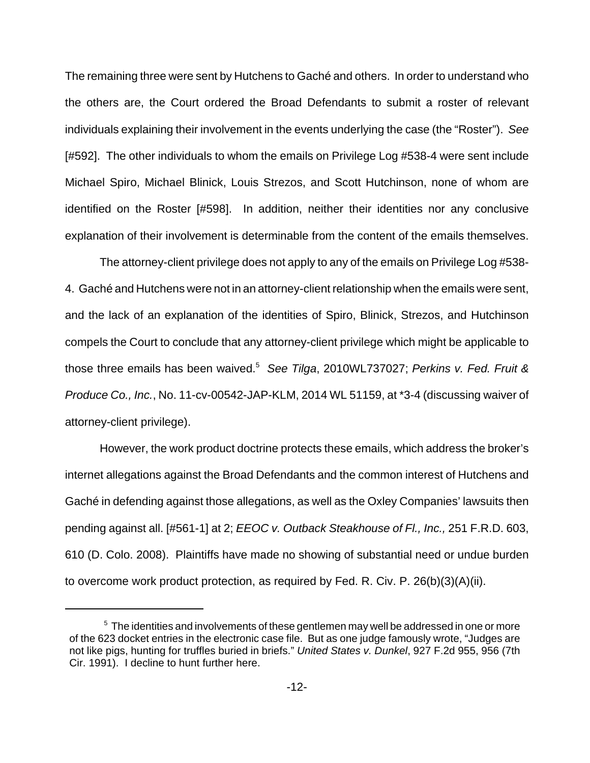The remaining three were sent by Hutchens to Gaché and others. In order to understand who the others are, the Court ordered the Broad Defendants to submit a roster of relevant individuals explaining their involvement in the events underlying the case (the "Roster"). *See* [#592]. The other individuals to whom the emails on Privilege Log #538-4 were sent include Michael Spiro, Michael Blinick, Louis Strezos, and Scott Hutchinson, none of whom are identified on the Roster [#598]. In addition, neither their identities nor any conclusive explanation of their involvement is determinable from the content of the emails themselves.

The attorney-client privilege does not apply to any of the emails on Privilege Log #538-4. Gaché and Hutchens were not in an attorney-client relationship when the emails were sent, and the lack of an explanation of the identities of Spiro, Blinick, Strezos, and Hutchinson compels the Court to conclude that any attorney-client privilege which might be applicable to those three emails has been waived.[5] *See Tilga*, 2010WL737027; *Perkins v. Fed. Fruit & Produce Co., Inc.*, No. 11-cv-00542-JAP-KLM, 2014 WL 51159, at *3-4 (discussing waiver of attorney-client privilege).

However, the work product doctrine protects these emails, which address the broker's internet allegations against the Broad Defendants and the common interest of Hutchens and Gaché in defending against those allegations, as well as the Oxley Companies' lawsuits then pending against all. [#561-1] at 2; *EEOC v. Outback Steakhouse of Fl., Inc.,* 251 F.R.D. 603, 610 (D. Colo. 2008). Plaintiffs have made no showing of substantial need or undue burden to overcome work product protection, as required by Fed. R. Civ. P. 26(b)(3)(A)(ii).

---

[5] The identities and involvements of these gentlemen may well be addressed in one or more of the 623 docket entries in the electronic case file. But as one judge famously wrote, "Judges are not like pigs, hunting for truffles buried in briefs." *United States v. Dunkel*, 927 F.2d 955, 956 (7th Cir. 1991). I decline to hunt further here.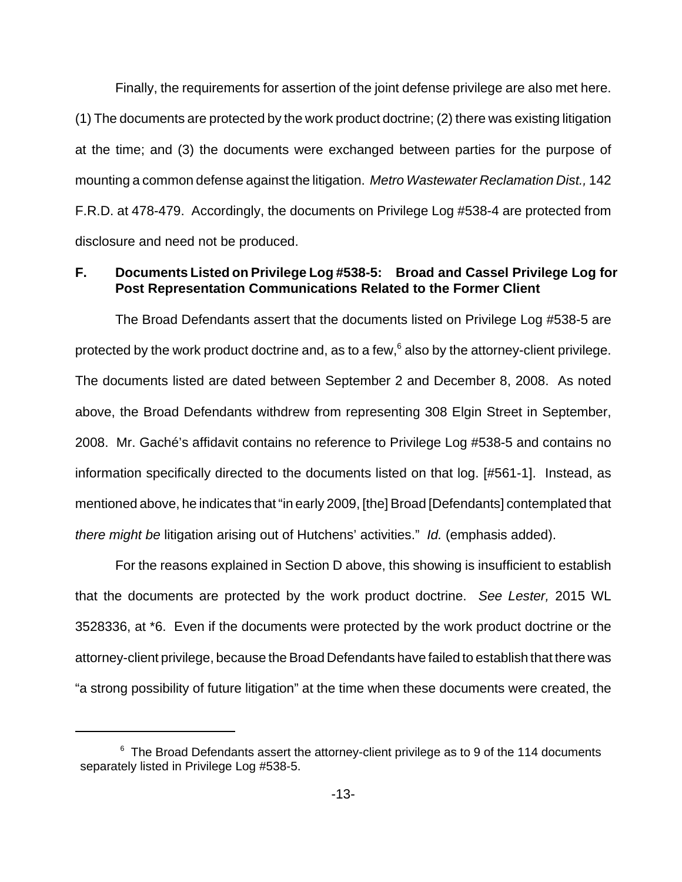Finally, the requirements for assertion of the joint defense privilege are also met here. (1) The documents are protected by the work product doctrine; (2) there was existing litigation at the time; and (3) the documents were exchanged between parties for the purpose of mounting a common defense against the litigation. *Metro Wastewater Reclamation Dist.,* 142 F.R.D. at 478-479. Accordingly, the documents on Privilege Log #538-4 are protected from disclosure and need not be produced.

### F. Documents Listed on Privilege Log #538-5: Broad and Cassel Privilege Log for Post Representation Communications Related to the Former Client

The Broad Defendants assert that the documents listed on Privilege Log #538-5 are protected by the work product doctrine and, as to a few,[6] also by the attorney-client privilege. The documents listed are dated between September 2 and December 8, 2008. As noted above, the Broad Defendants withdrew from representing 308 Elgin Street in September, 2008. Mr. Gaché's affidavit contains no reference to Privilege Log #538-5 and contains no information specifically directed to the documents listed on that log. [#561-1]. Instead, as mentioned above, he indicates that "in early 2009, [the] Broad [Defendants] contemplated that *there might be* litigation arising out of Hutchens' activities." *Id.* (emphasis added).

For the reasons explained in Section D above, this showing is insufficient to establish that the documents are protected by the work product doctrine. *See Lester,* 2015 WL 3528336, at *6. Even if the documents were protected by the work product doctrine or the attorney-client privilege, because the Broad Defendants have failed to establish that there was "a strong possibility of future litigation" at the time when these documents were created, the

[6] The Broad Defendants assert the attorney-client privilege as to 9 of the 114 documents separately listed in Privilege Log #538-5.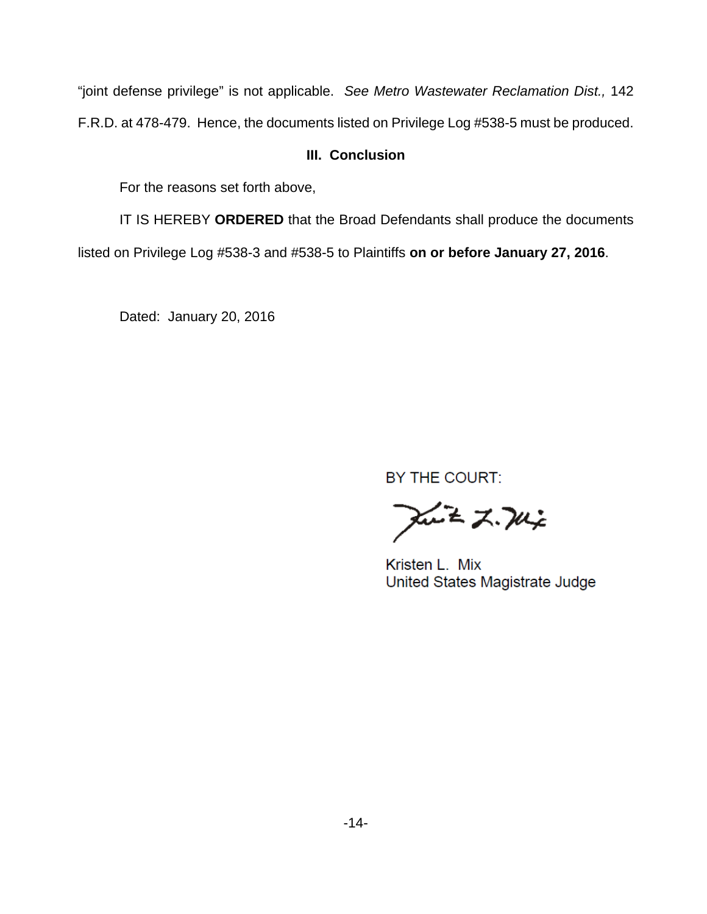"joint defense privilege" is not applicable. *See Metro Wastewater Reclamation Dist.,* 142 F.R.D. at 478-479. Hence, the documents listed on Privilege Log #538-5 must be produced.

### III. Conclusion

For the reasons set forth above,

IT IS HEREBY **ORDERED** that the Broad Defendants shall produce the documents listed on Privilege Log #538-3 and #538-5 to Plaintiffs **on or before January 27, 2016**.

Dated: January 20, 2016

BY THE COURT:

Kristen L. Mix
United States Magistrate Judge